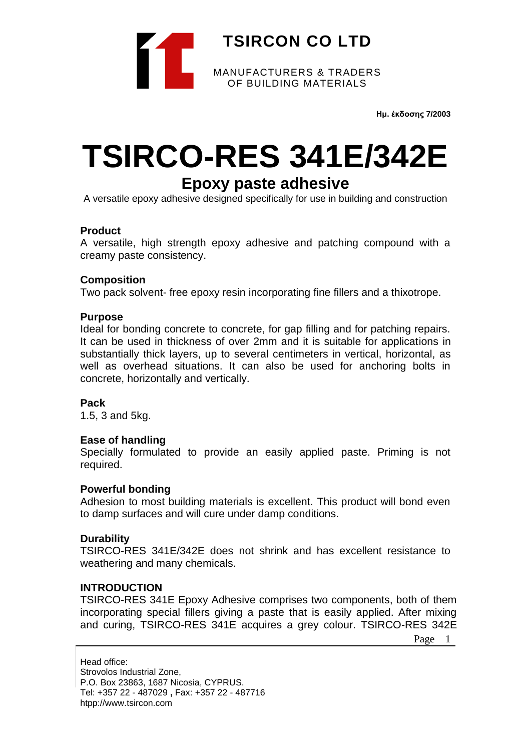**TSIRCON CO LTD**

MANUFACTURERS & TRADERS
OF BUILDING MATERIALS

**Ημ. έκδοσης 7/2003**

# TSIRCO-RES 341E/342E

## Epoxy paste adhesive

A versatile epoxy adhesive designed specifically for use in building and construction

**Product**
A versatile, high strength epoxy adhesive and patching compound with a creamy paste consistency.

**Composition**
Two pack solvent- free epoxy resin incorporating fine fillers and a thixotrope.

**Purpose**
Ideal for bonding concrete to concrete, for gap filling and for patching repairs. It can be used in thickness of over 2mm and it is suitable for applications in substantially thick layers, up to several centimeters in vertical, horizontal, as well as overhead situations. It can also be used for anchoring bolts in concrete, horizontally and vertically.

**Pack**
1.5, 3 and 5kg.

**Ease of handling**
Specially formulated to provide an easily applied paste. Priming is not required.

**Powerful bonding**
Adhesion to most building materials is excellent. This product will bond even to damp surfaces and will cure under damp conditions.

**Durability**
TSIRCO-RES 341E/342E does not shrink and has excellent resistance to weathering and many chemicals.

**INTRODUCTION**
TSIRCO-RES 341E Epoxy Adhesive comprises two components, both of them incorporating special fillers giving a paste that is easily applied. After mixing and curing, TSIRCO-RES 341E acquires a grey colour. TSIRCO-RES 342E

Head office:
Strovolos Industrial Zone,
P.O. Box 23863, 1687 Nicosia, CYPRUS.
Tel: +357 22 - 487029 **,** Fax: +357 22 - 487716
htpp://www.tsircon.com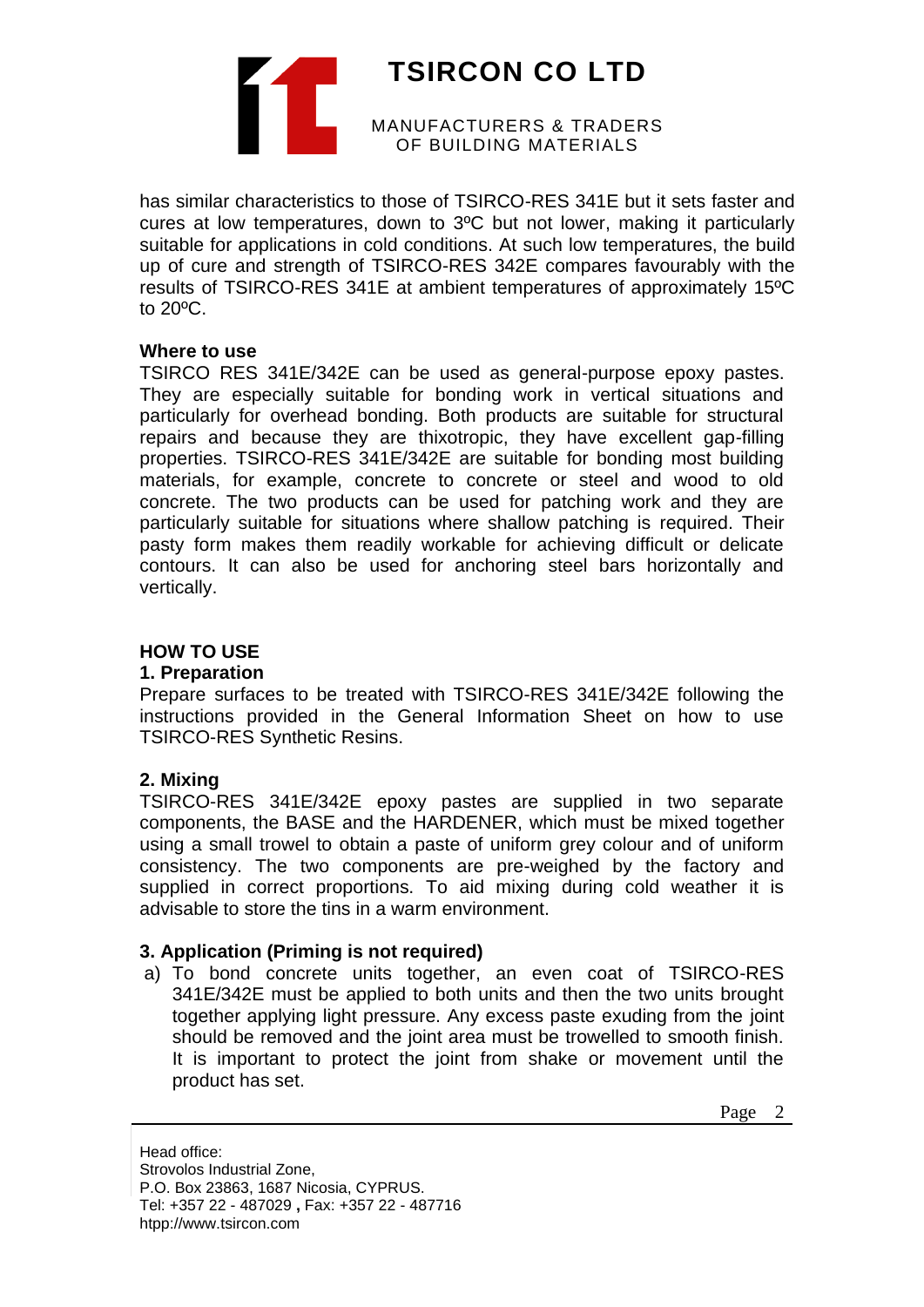has similar characteristics to those of TSIRCO-RES 341E but it sets faster and cures at low temperatures, down to 3ºC but not lower, making it particularly suitable for applications in cold conditions. At such low temperatures, the build up of cure and strength of TSIRCO-RES 342E compares favourably with the results of TSIRCO-RES 341E at ambient temperatures of approximately 15ºC to 20ºC.

**Where to use**

TSIRCO RES 341E/342E can be used as general-purpose epoxy pastes. They are especially suitable for bonding work in vertical situations and particularly for overhead bonding. Both products are suitable for structural repairs and because they are thixotropic, they have excellent gap-filling properties. TSIRCO-RES 341E/342E are suitable for bonding most building materials, for example, concrete to concrete or steel and wood to old concrete. The two products can be used for patching work and they are particularly suitable for situations where shallow patching is required. Their pasty form makes them readily workable for achieving difficult or delicate contours. It can also be used for anchoring steel bars horizontally and vertically.

## HOW TO USE

**1. Preparation**

Prepare surfaces to be treated with TSIRCO-RES 341E/342E following the instructions provided in the General Information Sheet on how to use TSIRCO-RES Synthetic Resins.

**2. Mixing**

TSIRCO-RES 341E/342E epoxy pastes are supplied in two separate components, the BASE and the HARDENER, which must be mixed together using a small trowel to obtain a paste of uniform grey colour and of uniform consistency. The two components are pre-weighed by the factory and supplied in correct proportions. To aid mixing during cold weather it is advisable to store the tins in a warm environment.

**3. Application (Priming is not required)**

a) To bond concrete units together, an even coat of TSIRCO-RES 341E/342E must be applied to both units and then the two units brought together applying light pressure. Any excess paste exuding from the joint should be removed and the joint area must be trowelled to smooth finish. It is important to protect the joint from shake or movement until the product has set.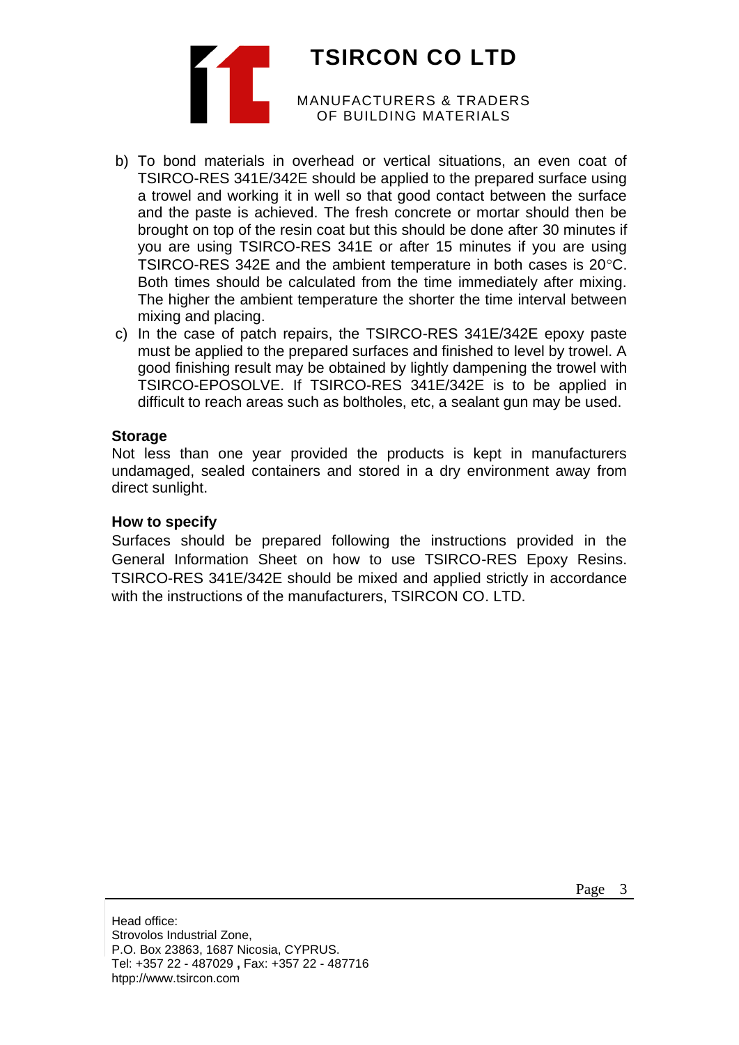b) To bond materials in overhead or vertical situations, an even coat of TSIRCO-RES 341E/342E should be applied to the prepared surface using a trowel and working it in well so that good contact between the surface and the paste is achieved. The fresh concrete or mortar should then be brought on top of the resin coat but this should be done after 30 minutes if you are using TSIRCO-RES 341E or after 15 minutes if you are using TSIRCO-RES 342E and the ambient temperature in both cases is 20°C. Both times should be calculated from the time immediately after mixing. The higher the ambient temperature the shorter the time interval between mixing and placing.

c) In the case of patch repairs, the TSIRCO-RES 341E/342E epoxy paste must be applied to the prepared surfaces and finished to level by trowel. A good finishing result may be obtained by lightly dampening the trowel with TSIRCO-EPOSOLVE. If TSIRCO-RES 341E/342E is to be applied in difficult to reach areas such as boltholes, etc, a sealant gun may be used.

**Storage**

Not less than one year provided the products is kept in manufacturers undamaged, sealed containers and stored in a dry environment away from direct sunlight.

**How to specify**

Surfaces should be prepared following the instructions provided in the General Information Sheet on how to use TSIRCO-RES Epoxy Resins. TSIRCO-RES 341E/342E should be mixed and applied strictly in accordance with the instructions of the manufacturers, TSIRCON CO. LTD.